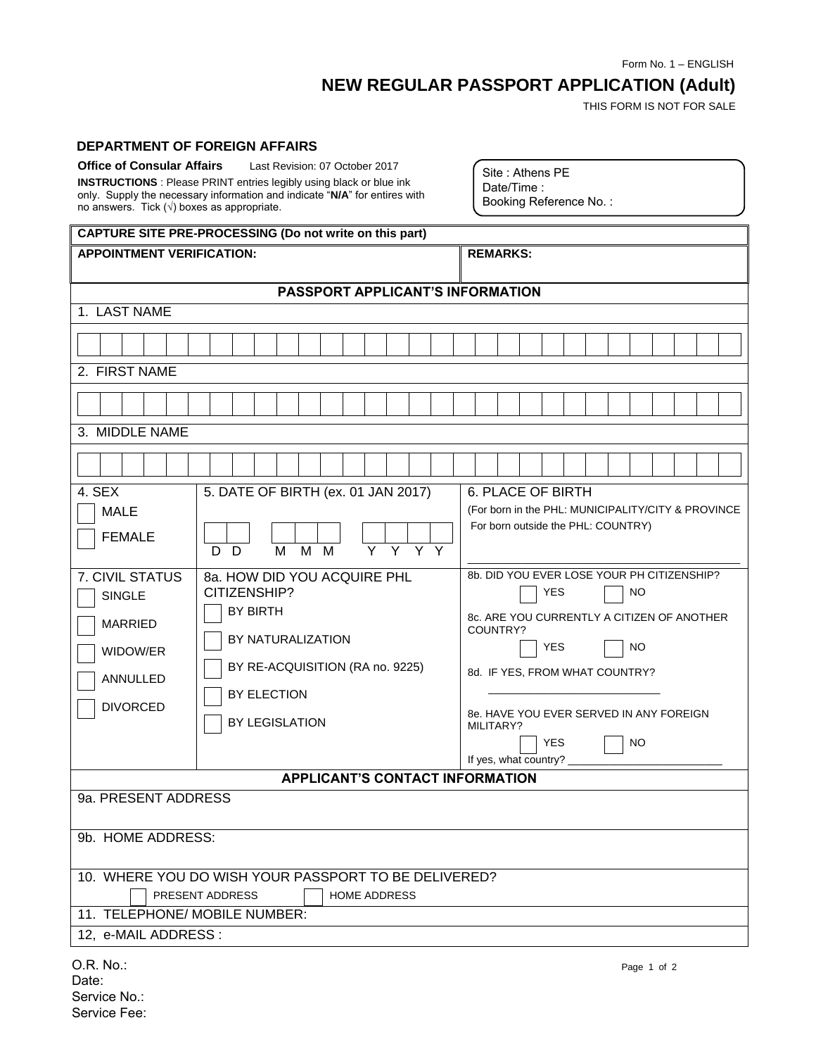Form No. 1 – ENGLISH

# NEW REGULAR PASSPORT APPLICATION (Adult)

THIS FORM IS NOT FOR SALE

**DEPARTMENT OF FOREIGN AFFAIRS**

**Office of Consular Affairs** Last Revision: 07 October 2017

**INSTRUCTIONS** : Please PRINT entries legibly using black or blue ink only. Supply the necessary information and indicate "**N/A**" for entires with no answers. Tick (√) boxes as appropriate.

Site : Athens PE
Date/Time :
Booking Reference No. :

| **CAPTURE SITE PRE-PROCESSING (Do not write on this part)** | |
|---|---|
| **APPOINTMENT VERIFICATION:** | **REMARKS:** |

## PASSPORT APPLICANT'S INFORMATION

1. LAST NAME

2. FIRST NAME

3. MIDDLE NAME

| 4. SEX | 5. DATE OF BIRTH (ex. 01 JAN 2017) | 6. PLACE OF BIRTH (For born in the PHL: MUNICIPALITY/CITY & PROVINCE For born outside the PHL: COUNTRY) |
|---|---|---|
| ☐ MALE<br>☐ FEMALE | D D M M M Y Y Y Y | |

| 7. CIVIL STATUS | 8a. HOW DID YOU ACQUIRE PHL CITIZENSHIP? | 8b. DID YOU EVER LOSE YOUR PH CITIZENSHIP? |
|---|---|---|
| ☐ SINGLE<br>☐ MARRIED<br>☐ WIDOW/ER<br>☐ ANNULLED<br>☐ DIVORCED | ☐ BY BIRTH<br>☐ BY NATURALIZATION<br>☐ BY RE-ACQUISITION (RA no. 9225)<br>☐ BY ELECTION<br>☐ BY LEGISLATION | ☐ YES ☐ NO<br>8c. ARE YOU CURRENTLY A CITIZEN OF ANOTHER COUNTRY?<br>☐ YES ☐ NO<br>8d. IF YES, FROM WHAT COUNTRY? ____________<br>8e. HAVE YOU EVER SERVED IN ANY FOREIGN MILITARY?<br>☐ YES ☐ NO<br>If yes, what country? ____________ |

## APPLICANT'S CONTACT INFORMATION

9a. PRESENT ADDRESS

9b. HOME ADDRESS:

10. WHERE YOU DO WISH YOUR PASSPORT TO BE DELIVERED?
☐ PRESENT ADDRESS ☐ HOME ADDRESS

11. TELEPHONE/ MOBILE NUMBER:

12, e-MAIL ADDRESS :

O.R. No.:
Date:
Service No.:
Service Fee: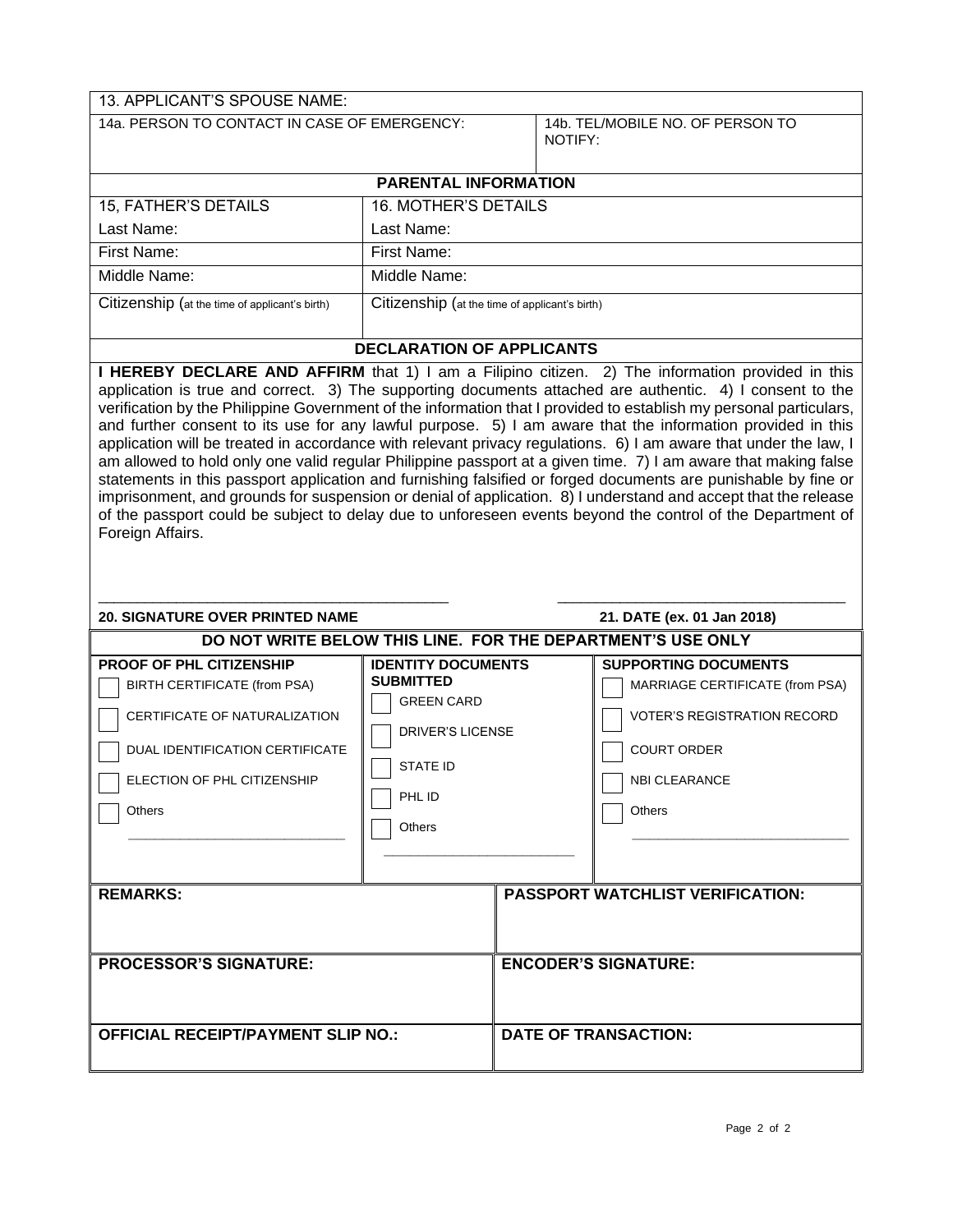| | |
|---|---|
| 13. APPLICANT'S SPOUSE NAME: | |
| 14a. PERSON TO CONTACT IN CASE OF EMERGENCY: | 14b. TEL/MOBILE NO. OF PERSON TO NOTIFY: |

## PARENTAL INFORMATION

| 15, FATHER'S DETAILS | 16. MOTHER'S DETAILS |
|---|---|
| Last Name: | Last Name: |
| First Name: | First Name: |
| Middle Name: | Middle Name: |
| Citizenship (at the time of applicant's birth) | Citizenship (at the time of applicant's birth) |

## DECLARATION OF APPLICANTS

**I HEREBY DECLARE AND AFFIRM** that 1) I am a Filipino citizen. 2) The information provided in this application is true and correct. 3) The supporting documents attached are authentic. 4) I consent to the verification by the Philippine Government of the information that I provided to establish my personal particulars, and further consent to its use for any lawful purpose. 5) I am aware that the information provided in this application will be treated in accordance with relevant privacy regulations. 6) I am aware that under the law, I am allowed to hold only one valid regular Philippine passport at a given time. 7) I am aware that making false statements in this passport application and furnishing falsified or forged documents are punishable by fine or imprisonment, and grounds for suspension or denial of application. 8) I understand and accept that the release of the passport could be subject to delay due to unforeseen events beyond the control of the Department of Foreign Affairs.

\_\_\_\_\_\_\_\_\_\_\_\_\_\_\_\_\_\_\_\_\_\_\_\_\_\_\_\_\_\_\_\_\_\_\_\_ \_\_\_\_\_\_\_\_\_\_\_\_\_\_\_\_\_\_\_\_\_\_\_\_\_\_\_\_\_\_

**20. SIGNATURE OVER PRINTED NAME** **21. DATE (ex. 01 Jan 2018)**

## DO NOT WRITE BELOW THIS LINE. FOR THE DEPARTMENT'S USE ONLY

| **PROOF OF PHL CITIZENSHIP** | **IDENTITY DOCUMENTS SUBMITTED** | **SUPPORTING DOCUMENTS** |
|---|---|---|
| ☐ BIRTH CERTIFICATE (from PSA) | ☐ GREEN CARD | ☐ MARRIAGE CERTIFICATE (from PSA) |
| ☐ CERTIFICATE OF NATURALIZATION | ☐ DRIVER'S LICENSE | ☐ VOTER'S REGISTRATION RECORD |
| ☐ DUAL IDENTIFICATION CERTIFICATE | ☐ STATE ID | ☐ COURT ORDER |
| ☐ ELECTION OF PHL CITIZENSHIP | ☐ PHL ID | ☐ NBI CLEARANCE |
| ☐ Others \_\_\_\_\_\_\_\_\_\_\_\_\_\_\_\_\_\_ | ☐ Others \_\_\_\_\_\_\_\_\_\_\_\_\_\_\_\_\_\_ | ☐ Others \_\_\_\_\_\_\_\_\_\_\_\_\_\_\_\_\_\_ |

| | |
|---|---|
| **REMARKS:** | **PASSPORT WATCHLIST VERIFICATION:** |
| **PROCESSOR'S SIGNATURE:** | **ENCODER'S SIGNATURE:** |
| **OFFICIAL RECEIPT/PAYMENT SLIP NO.:** | **DATE OF TRANSACTION:** |